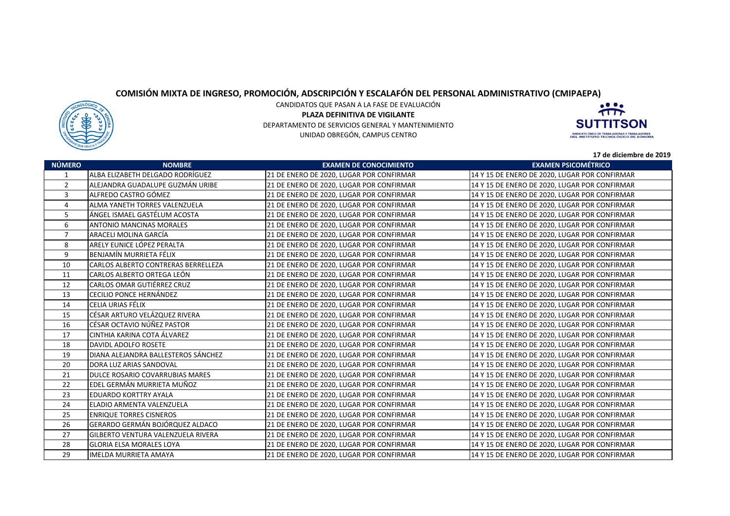# COMISIÓN MIXTA DE INGRESO, PROMOCIÓN, ADSCRIPCIÓN Y ESCALAFÓN DEL PERSONAL ADMINISTRATIVO (CMIPAEPA)

CANDIDATOS QUE PASAN A LA FASE DE EVALUACIÓN

**PLAZA DEFINITIVA DE VIGILANTE**

DEPARTAMENTO DE SERVICIOS GENERAL Y MANTENIMIENTO

UNIDAD OBREGÓN, CAMPUS CENTRO

SUTTITSON

SINDICATO ÚNICO DE TRABAJADORAS Y TRABAJADORES DEL INSTITUTO TECNOLÓGICO DE SONORA

**17 de diciembre de 2019**

| NÚMERO | NOMBRE | EXAMEN DE CONOCIMIENTO | EXAMEN PSICOMÉTRICO |
|---|---|---|---|
| 1 | ALBA ELIZABETH DELGADO RODRÍGUEZ | 21 DE ENERO DE 2020, LUGAR POR CONFIRMAR | 14 Y 15 DE ENERO DE 2020, LUGAR POR CONFIRMAR |
| 2 | ALEJANDRA GUADALUPE GUZMÁN URIBE | 21 DE ENERO DE 2020, LUGAR POR CONFIRMAR | 14 Y 15 DE ENERO DE 2020, LUGAR POR CONFIRMAR |
| 3 | ALFREDO CASTRO GÓMEZ | 21 DE ENERO DE 2020, LUGAR POR CONFIRMAR | 14 Y 15 DE ENERO DE 2020, LUGAR POR CONFIRMAR |
| 4 | ALMA YANETH TORRES VALENZUELA | 21 DE ENERO DE 2020, LUGAR POR CONFIRMAR | 14 Y 15 DE ENERO DE 2020, LUGAR POR CONFIRMAR |
| 5 | ÁNGEL ISMAEL GASTÉLUM ACOSTA | 21 DE ENERO DE 2020, LUGAR POR CONFIRMAR | 14 Y 15 DE ENERO DE 2020, LUGAR POR CONFIRMAR |
| 6 | ANTONIO MANCINAS MORALES | 21 DE ENERO DE 2020, LUGAR POR CONFIRMAR | 14 Y 15 DE ENERO DE 2020, LUGAR POR CONFIRMAR |
| 7 | ARACELI MOLINA GARCÍA | 21 DE ENERO DE 2020, LUGAR POR CONFIRMAR | 14 Y 15 DE ENERO DE 2020, LUGAR POR CONFIRMAR |
| 8 | ARELY EUNICE LÓPEZ PERALTA | 21 DE ENERO DE 2020, LUGAR POR CONFIRMAR | 14 Y 15 DE ENERO DE 2020, LUGAR POR CONFIRMAR |
| 9 | BENJAMÍN MURRIETA FÉLIX | 21 DE ENERO DE 2020, LUGAR POR CONFIRMAR | 14 Y 15 DE ENERO DE 2020, LUGAR POR CONFIRMAR |
| 10 | CARLOS ALBERTO CONTRERAS BERRELLEZA | 21 DE ENERO DE 2020, LUGAR POR CONFIRMAR | 14 Y 15 DE ENERO DE 2020, LUGAR POR CONFIRMAR |
| 11 | CARLOS ALBERTO ORTEGA LEÓN | 21 DE ENERO DE 2020, LUGAR POR CONFIRMAR | 14 Y 15 DE ENERO DE 2020, LUGAR POR CONFIRMAR |
| 12 | CARLOS OMAR GUTIÉRREZ CRUZ | 21 DE ENERO DE 2020, LUGAR POR CONFIRMAR | 14 Y 15 DE ENERO DE 2020, LUGAR POR CONFIRMAR |
| 13 | CECILIO PONCE HERNÁNDEZ | 21 DE ENERO DE 2020, LUGAR POR CONFIRMAR | 14 Y 15 DE ENERO DE 2020, LUGAR POR CONFIRMAR |
| 14 | CELIA URIAS FÉLIX | 21 DE ENERO DE 2020, LUGAR POR CONFIRMAR | 14 Y 15 DE ENERO DE 2020, LUGAR POR CONFIRMAR |
| 15 | CÉSAR ARTURO VELÁZQUEZ RIVERA | 21 DE ENERO DE 2020, LUGAR POR CONFIRMAR | 14 Y 15 DE ENERO DE 2020, LUGAR POR CONFIRMAR |
| 16 | CÉSAR OCTAVIO NÚÑEZ PASTOR | 21 DE ENERO DE 2020, LUGAR POR CONFIRMAR | 14 Y 15 DE ENERO DE 2020, LUGAR POR CONFIRMAR |
| 17 | CINTHIA KARINA COTA ÁLVAREZ | 21 DE ENERO DE 2020, LUGAR POR CONFIRMAR | 14 Y 15 DE ENERO DE 2020, LUGAR POR CONFIRMAR |
| 18 | DAVIDL ADOLFO ROSETE | 21 DE ENERO DE 2020, LUGAR POR CONFIRMAR | 14 Y 15 DE ENERO DE 2020, LUGAR POR CONFIRMAR |
| 19 | DIANA ALEJANDRA BALLESTEROS SÁNCHEZ | 21 DE ENERO DE 2020, LUGAR POR CONFIRMAR | 14 Y 15 DE ENERO DE 2020, LUGAR POR CONFIRMAR |
| 20 | DORA LUZ ARIAS SANDOVAL | 21 DE ENERO DE 2020, LUGAR POR CONFIRMAR | 14 Y 15 DE ENERO DE 2020, LUGAR POR CONFIRMAR |
| 21 | DULCE ROSARIO COVARRUBIAS MARES | 21 DE ENERO DE 2020, LUGAR POR CONFIRMAR | 14 Y 15 DE ENERO DE 2020, LUGAR POR CONFIRMAR |
| 22 | EDEL GERMÁN MURRIETA MUÑOZ | 21 DE ENERO DE 2020, LUGAR POR CONFIRMAR | 14 Y 15 DE ENERO DE 2020, LUGAR POR CONFIRMAR |
| 23 | EDUARDO KORTTRY AYALA | 21 DE ENERO DE 2020, LUGAR POR CONFIRMAR | 14 Y 15 DE ENERO DE 2020, LUGAR POR CONFIRMAR |
| 24 | ELADIO ARMENTA VALENZUELA | 21 DE ENERO DE 2020, LUGAR POR CONFIRMAR | 14 Y 15 DE ENERO DE 2020, LUGAR POR CONFIRMAR |
| 25 | ENRIQUE TORRES CISNEROS | 21 DE ENERO DE 2020, LUGAR POR CONFIRMAR | 14 Y 15 DE ENERO DE 2020, LUGAR POR CONFIRMAR |
| 26 | GERARDO GERMÁN BOJÓRQUEZ ALDACO | 21 DE ENERO DE 2020, LUGAR POR CONFIRMAR | 14 Y 15 DE ENERO DE 2020, LUGAR POR CONFIRMAR |
| 27 | GILBERTO VENTURA VALENZUELA RIVERA | 21 DE ENERO DE 2020, LUGAR POR CONFIRMAR | 14 Y 15 DE ENERO DE 2020, LUGAR POR CONFIRMAR |
| 28 | GLORIA ELSA MORALES LOYA | 21 DE ENERO DE 2020, LUGAR POR CONFIRMAR | 14 Y 15 DE ENERO DE 2020, LUGAR POR CONFIRMAR |
| 29 | IMELDA MURRIETA AMAYA | 21 DE ENERO DE 2020, LUGAR POR CONFIRMAR | 14 Y 15 DE ENERO DE 2020, LUGAR POR CONFIRMAR |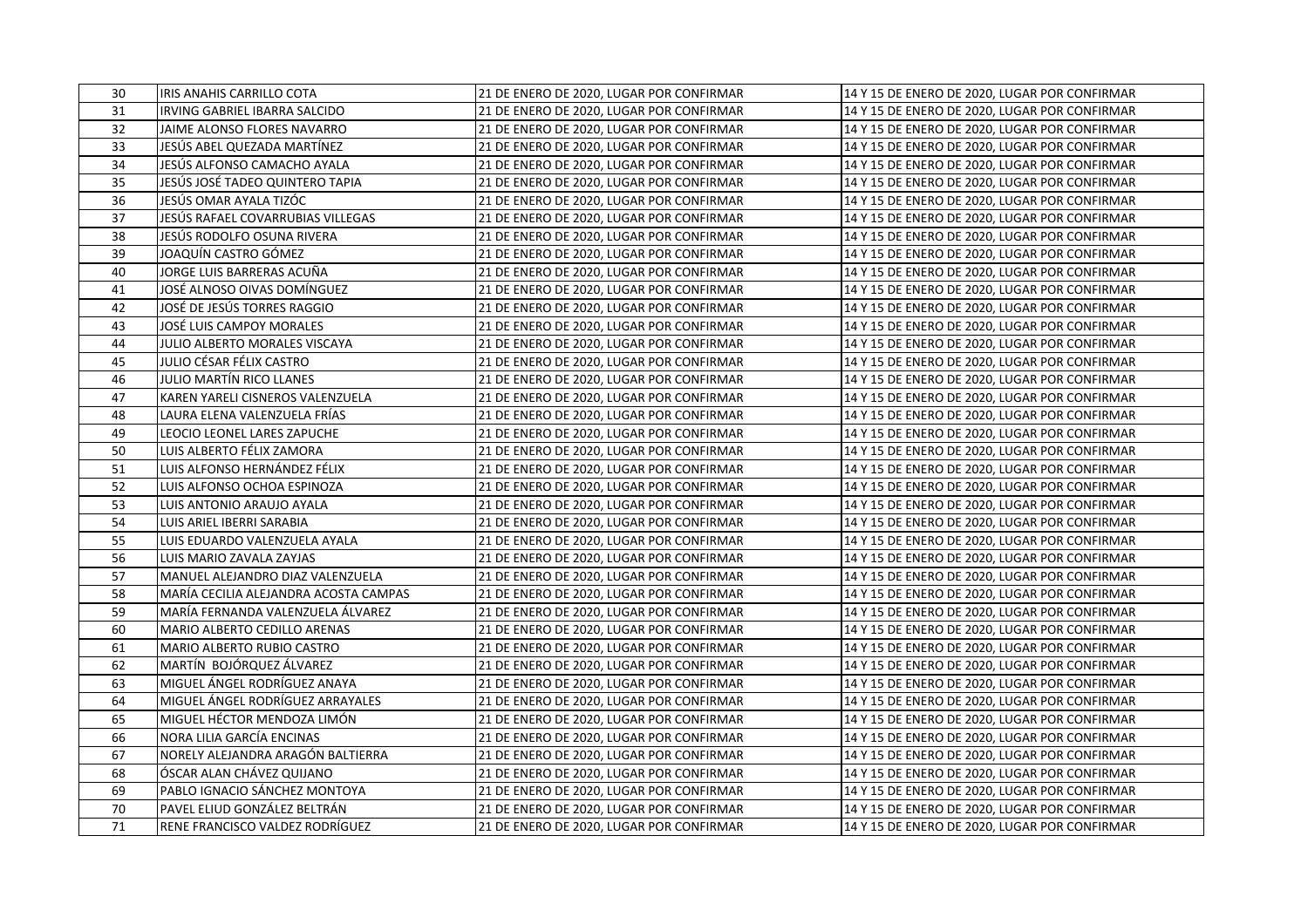| 30 | IRIS ANAHIS CARRILLO COTA | 21 DE ENERO DE 2020, LUGAR POR CONFIRMAR | 14 Y 15 DE ENERO DE 2020, LUGAR POR CONFIRMAR |
|---|---|---|---|
| 31 | IRVING GABRIEL IBARRA SALCIDO | 21 DE ENERO DE 2020, LUGAR POR CONFIRMAR | 14 Y 15 DE ENERO DE 2020, LUGAR POR CONFIRMAR |
| 32 | JAIME ALONSO FLORES NAVARRO | 21 DE ENERO DE 2020, LUGAR POR CONFIRMAR | 14 Y 15 DE ENERO DE 2020, LUGAR POR CONFIRMAR |
| 33 | JESÚS ABEL QUEZADA MARTÍNEZ | 21 DE ENERO DE 2020, LUGAR POR CONFIRMAR | 14 Y 15 DE ENERO DE 2020, LUGAR POR CONFIRMAR |
| 34 | JESÚS ALFONSO CAMACHO AYALA | 21 DE ENERO DE 2020, LUGAR POR CONFIRMAR | 14 Y 15 DE ENERO DE 2020, LUGAR POR CONFIRMAR |
| 35 | JESÚS JOSÉ TADEO QUINTERO TAPIA | 21 DE ENERO DE 2020, LUGAR POR CONFIRMAR | 14 Y 15 DE ENERO DE 2020, LUGAR POR CONFIRMAR |
| 36 | JESÚS OMAR AYALA TIZÓC | 21 DE ENERO DE 2020, LUGAR POR CONFIRMAR | 14 Y 15 DE ENERO DE 2020, LUGAR POR CONFIRMAR |
| 37 | JESÚS RAFAEL COVARRUBIAS VILLEGAS | 21 DE ENERO DE 2020, LUGAR POR CONFIRMAR | 14 Y 15 DE ENERO DE 2020, LUGAR POR CONFIRMAR |
| 38 | JESÚS RODOLFO OSUNA RIVERA | 21 DE ENERO DE 2020, LUGAR POR CONFIRMAR | 14 Y 15 DE ENERO DE 2020, LUGAR POR CONFIRMAR |
| 39 | JOAQUÍN CASTRO GÓMEZ | 21 DE ENERO DE 2020, LUGAR POR CONFIRMAR | 14 Y 15 DE ENERO DE 2020, LUGAR POR CONFIRMAR |
| 40 | JORGE LUIS BARRERAS ACUÑA | 21 DE ENERO DE 2020, LUGAR POR CONFIRMAR | 14 Y 15 DE ENERO DE 2020, LUGAR POR CONFIRMAR |
| 41 | JOSÉ ALNOSO OIVAS DOMÍNGUEZ | 21 DE ENERO DE 2020, LUGAR POR CONFIRMAR | 14 Y 15 DE ENERO DE 2020, LUGAR POR CONFIRMAR |
| 42 | JOSÉ DE JESÚS TORRES RAGGIO | 21 DE ENERO DE 2020, LUGAR POR CONFIRMAR | 14 Y 15 DE ENERO DE 2020, LUGAR POR CONFIRMAR |
| 43 | JOSÉ LUIS CAMPOY MORALES | 21 DE ENERO DE 2020, LUGAR POR CONFIRMAR | 14 Y 15 DE ENERO DE 2020, LUGAR POR CONFIRMAR |
| 44 | JULIO ALBERTO MORALES VISCAYA | 21 DE ENERO DE 2020, LUGAR POR CONFIRMAR | 14 Y 15 DE ENERO DE 2020, LUGAR POR CONFIRMAR |
| 45 | JULIO CÉSAR FÉLIX CASTRO | 21 DE ENERO DE 2020, LUGAR POR CONFIRMAR | 14 Y 15 DE ENERO DE 2020, LUGAR POR CONFIRMAR |
| 46 | JULIO MARTÍN RICO LLANES | 21 DE ENERO DE 2020, LUGAR POR CONFIRMAR | 14 Y 15 DE ENERO DE 2020, LUGAR POR CONFIRMAR |
| 47 | KAREN YARELI CISNEROS VALENZUELA | 21 DE ENERO DE 2020, LUGAR POR CONFIRMAR | 14 Y 15 DE ENERO DE 2020, LUGAR POR CONFIRMAR |
| 48 | LAURA ELENA VALENZUELA FRÍAS | 21 DE ENERO DE 2020, LUGAR POR CONFIRMAR | 14 Y 15 DE ENERO DE 2020, LUGAR POR CONFIRMAR |
| 49 | LEOCIO LEONEL LARES ZAPUCHE | 21 DE ENERO DE 2020, LUGAR POR CONFIRMAR | 14 Y 15 DE ENERO DE 2020, LUGAR POR CONFIRMAR |
| 50 | LUIS ALBERTO FÉLIX ZAMORA | 21 DE ENERO DE 2020, LUGAR POR CONFIRMAR | 14 Y 15 DE ENERO DE 2020, LUGAR POR CONFIRMAR |
| 51 | LUIS ALFONSO HERNÁNDEZ FÉLIX | 21 DE ENERO DE 2020, LUGAR POR CONFIRMAR | 14 Y 15 DE ENERO DE 2020, LUGAR POR CONFIRMAR |
| 52 | LUIS ALFONSO OCHOA ESPINOZA | 21 DE ENERO DE 2020, LUGAR POR CONFIRMAR | 14 Y 15 DE ENERO DE 2020, LUGAR POR CONFIRMAR |
| 53 | LUIS ANTONIO ARAUJO AYALA | 21 DE ENERO DE 2020, LUGAR POR CONFIRMAR | 14 Y 15 DE ENERO DE 2020, LUGAR POR CONFIRMAR |
| 54 | LUIS ARIEL IBERRI SARABIA | 21 DE ENERO DE 2020, LUGAR POR CONFIRMAR | 14 Y 15 DE ENERO DE 2020, LUGAR POR CONFIRMAR |
| 55 | LUIS EDUARDO VALENZUELA AYALA | 21 DE ENERO DE 2020, LUGAR POR CONFIRMAR | 14 Y 15 DE ENERO DE 2020, LUGAR POR CONFIRMAR |
| 56 | LUIS MARIO ZAVALA ZAYJAS | 21 DE ENERO DE 2020, LUGAR POR CONFIRMAR | 14 Y 15 DE ENERO DE 2020, LUGAR POR CONFIRMAR |
| 57 | MANUEL ALEJANDRO DIAZ VALENZUELA | 21 DE ENERO DE 2020, LUGAR POR CONFIRMAR | 14 Y 15 DE ENERO DE 2020, LUGAR POR CONFIRMAR |
| 58 | MARÍA CECILIA ALEJANDRA ACOSTA CAMPAS | 21 DE ENERO DE 2020, LUGAR POR CONFIRMAR | 14 Y 15 DE ENERO DE 2020, LUGAR POR CONFIRMAR |
| 59 | MARÍA FERNANDA VALENZUELA ÁLVAREZ | 21 DE ENERO DE 2020, LUGAR POR CONFIRMAR | 14 Y 15 DE ENERO DE 2020, LUGAR POR CONFIRMAR |
| 60 | MARIO ALBERTO CEDILLO ARENAS | 21 DE ENERO DE 2020, LUGAR POR CONFIRMAR | 14 Y 15 DE ENERO DE 2020, LUGAR POR CONFIRMAR |
| 61 | MARIO ALBERTO RUBIO CASTRO | 21 DE ENERO DE 2020, LUGAR POR CONFIRMAR | 14 Y 15 DE ENERO DE 2020, LUGAR POR CONFIRMAR |
| 62 | MARTÍN BOJÓRQUEZ ÁLVAREZ | 21 DE ENERO DE 2020, LUGAR POR CONFIRMAR | 14 Y 15 DE ENERO DE 2020, LUGAR POR CONFIRMAR |
| 63 | MIGUEL ÁNGEL RODRÍGUEZ ANAYA | 21 DE ENERO DE 2020, LUGAR POR CONFIRMAR | 14 Y 15 DE ENERO DE 2020, LUGAR POR CONFIRMAR |
| 64 | MIGUEL ÁNGEL RODRÍGUEZ ARRAYALES | 21 DE ENERO DE 2020, LUGAR POR CONFIRMAR | 14 Y 15 DE ENERO DE 2020, LUGAR POR CONFIRMAR |
| 65 | MIGUEL HÉCTOR MENDOZA LIMÓN | 21 DE ENERO DE 2020, LUGAR POR CONFIRMAR | 14 Y 15 DE ENERO DE 2020, LUGAR POR CONFIRMAR |
| 66 | NORA LILIA GARCÍA ENCINAS | 21 DE ENERO DE 2020, LUGAR POR CONFIRMAR | 14 Y 15 DE ENERO DE 2020, LUGAR POR CONFIRMAR |
| 67 | NORELY ALEJANDRA ARAGÓN BALTIERRA | 21 DE ENERO DE 2020, LUGAR POR CONFIRMAR | 14 Y 15 DE ENERO DE 2020, LUGAR POR CONFIRMAR |
| 68 | ÓSCAR ALAN CHÁVEZ QUIJANO | 21 DE ENERO DE 2020, LUGAR POR CONFIRMAR | 14 Y 15 DE ENERO DE 2020, LUGAR POR CONFIRMAR |
| 69 | PABLO IGNACIO SÁNCHEZ MONTOYA | 21 DE ENERO DE 2020, LUGAR POR CONFIRMAR | 14 Y 15 DE ENERO DE 2020, LUGAR POR CONFIRMAR |
| 70 | PAVEL ELIUD GONZÁLEZ BELTRÁN | 21 DE ENERO DE 2020, LUGAR POR CONFIRMAR | 14 Y 15 DE ENERO DE 2020, LUGAR POR CONFIRMAR |
| 71 | RENE FRANCISCO VALDEZ RODRÍGUEZ | 21 DE ENERO DE 2020, LUGAR POR CONFIRMAR | 14 Y 15 DE ENERO DE 2020, LUGAR POR CONFIRMAR |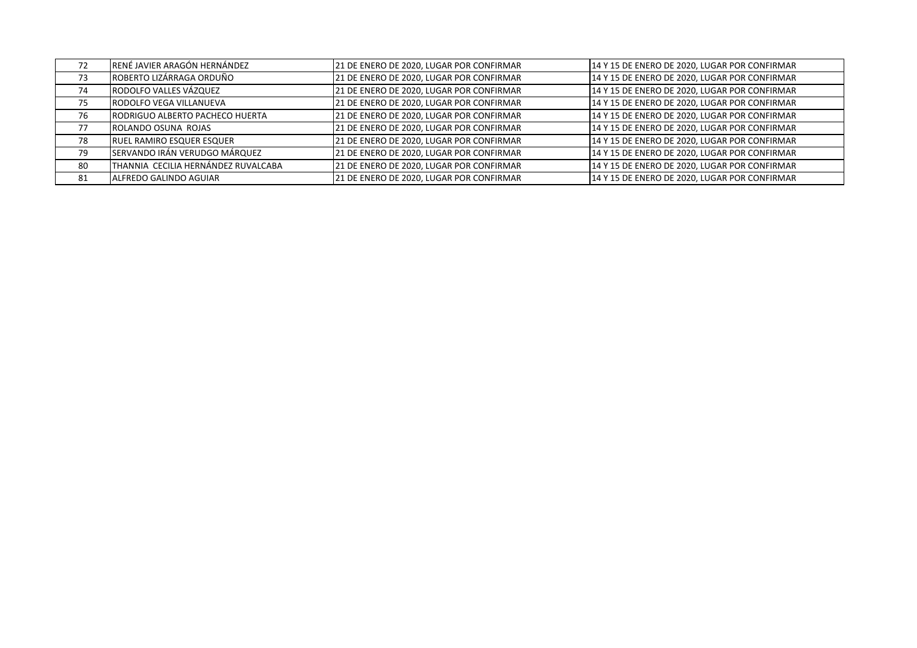| | | | |
|---|---|---|---|
| 72 | RENÉ JAVIER ARAGÓN HERNÁNDEZ | 21 DE ENERO DE 2020, LUGAR POR CONFIRMAR | 14 Y 15 DE ENERO DE 2020, LUGAR POR CONFIRMAR |
| 73 | ROBERTO LIZÁRRAGA ORDUÑO | 21 DE ENERO DE 2020, LUGAR POR CONFIRMAR | 14 Y 15 DE ENERO DE 2020, LUGAR POR CONFIRMAR |
| 74 | RODOLFO VALLES VÁZQUEZ | 21 DE ENERO DE 2020, LUGAR POR CONFIRMAR | 14 Y 15 DE ENERO DE 2020, LUGAR POR CONFIRMAR |
| 75 | RODOLFO VEGA VILLANUEVA | 21 DE ENERO DE 2020, LUGAR POR CONFIRMAR | 14 Y 15 DE ENERO DE 2020, LUGAR POR CONFIRMAR |
| 76 | RODRIGUO ALBERTO PACHECO HUERTA | 21 DE ENERO DE 2020, LUGAR POR CONFIRMAR | 14 Y 15 DE ENERO DE 2020, LUGAR POR CONFIRMAR |
| 77 | ROLANDO OSUNA ROJAS | 21 DE ENERO DE 2020, LUGAR POR CONFIRMAR | 14 Y 15 DE ENERO DE 2020, LUGAR POR CONFIRMAR |
| 78 | RUEL RAMIRO ESQUER ESQUER | 21 DE ENERO DE 2020, LUGAR POR CONFIRMAR | 14 Y 15 DE ENERO DE 2020, LUGAR POR CONFIRMAR |
| 79 | SERVANDO IRÁN VERUDGO MÁRQUEZ | 21 DE ENERO DE 2020, LUGAR POR CONFIRMAR | 14 Y 15 DE ENERO DE 2020, LUGAR POR CONFIRMAR |
| 80 | THANNIA CECILIA HERNÁNDEZ RUVALCABA | 21 DE ENERO DE 2020, LUGAR POR CONFIRMAR | 14 Y 15 DE ENERO DE 2020, LUGAR POR CONFIRMAR |
| 81 | ALFREDO GALINDO AGUIAR | 21 DE ENERO DE 2020, LUGAR POR CONFIRMAR | 14 Y 15 DE ENERO DE 2020, LUGAR POR CONFIRMAR |